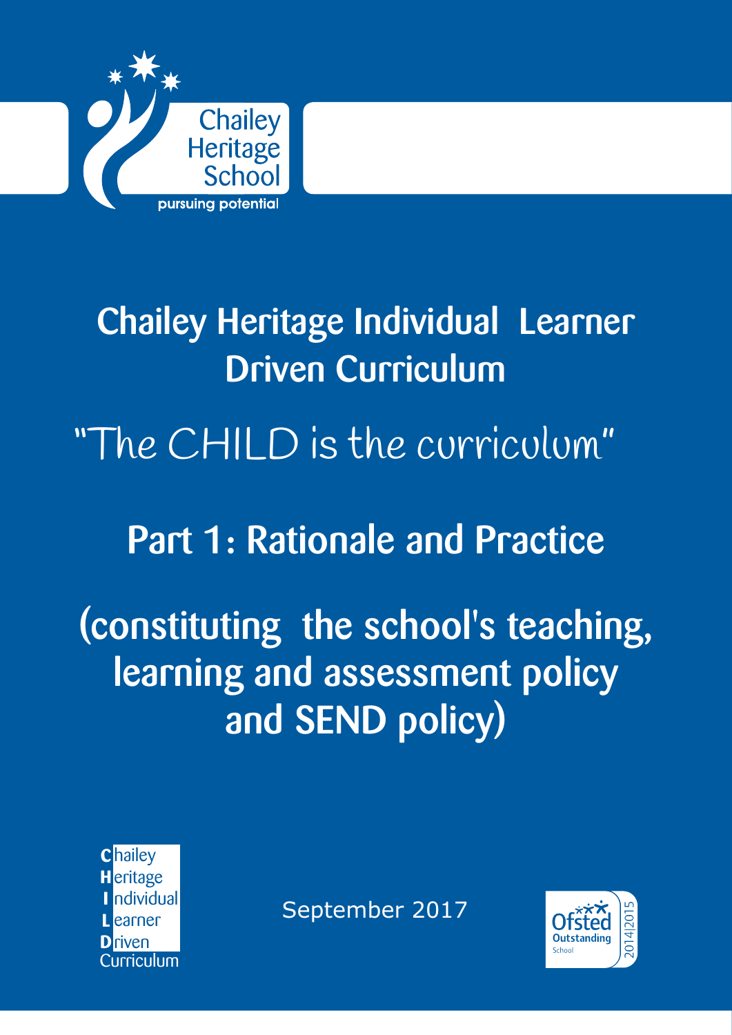Chailey Heritage School

pursuing potential

# Chailey Heritage Individual Learner Driven Curriculum

"The CHILD is the curriculum"

## Part 1: Rationale and Practice

## (constituting the school's teaching, learning and assessment policy and SEND policy)

**C**hailey
**H**eritage
**I**ndividual
**L**earner
**D**riven
Curriculum

September 2017

Ofsted Outstanding School 2014|2015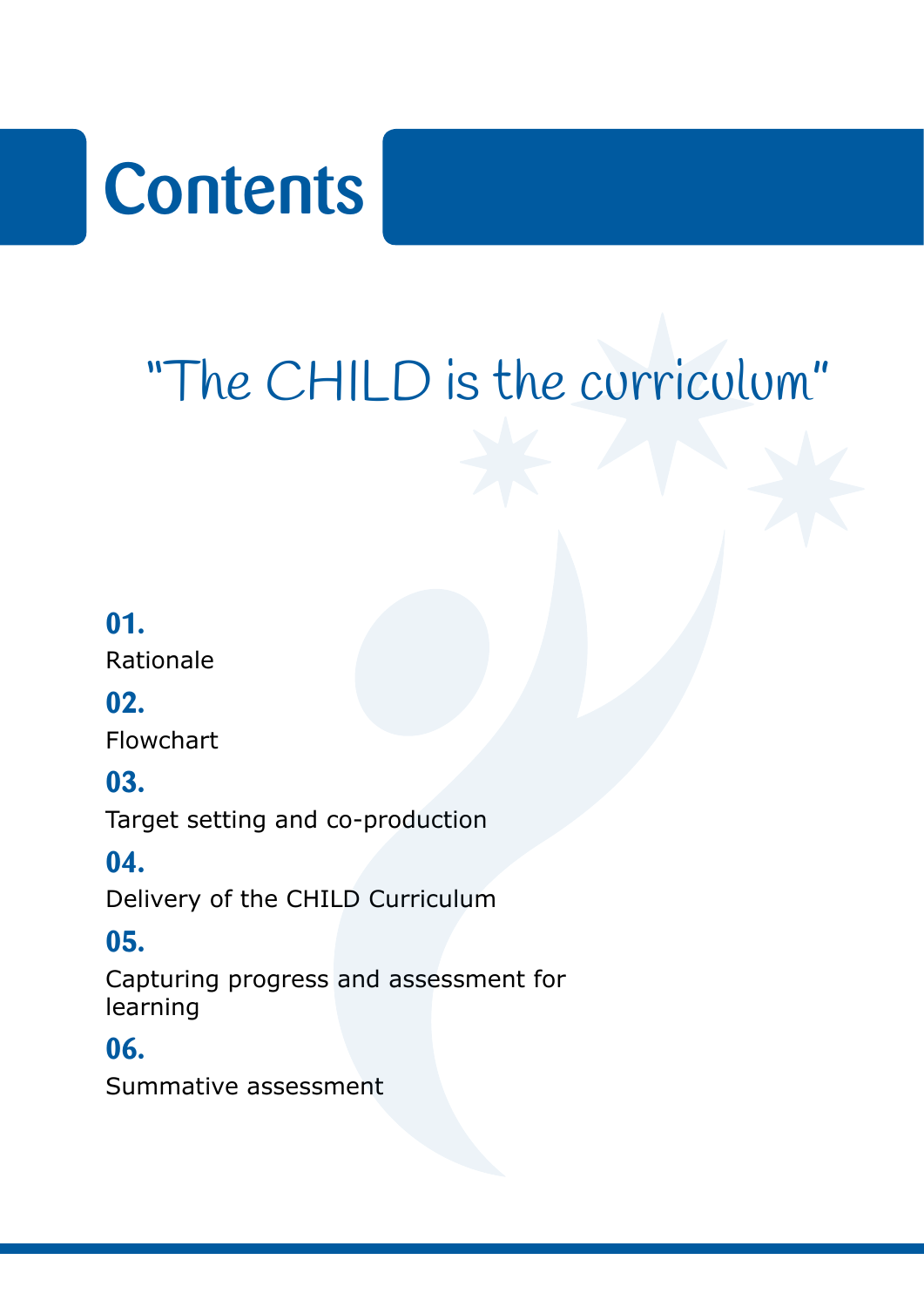# Contents

"The CHILD is the curriculum"

**01.**
Rationale

**02.**
Flowchart

**03.**
Target setting and co-production

**04.**
Delivery of the CHILD Curriculum

**05.**
Capturing progress and assessment for learning

**06.**
Summative assessment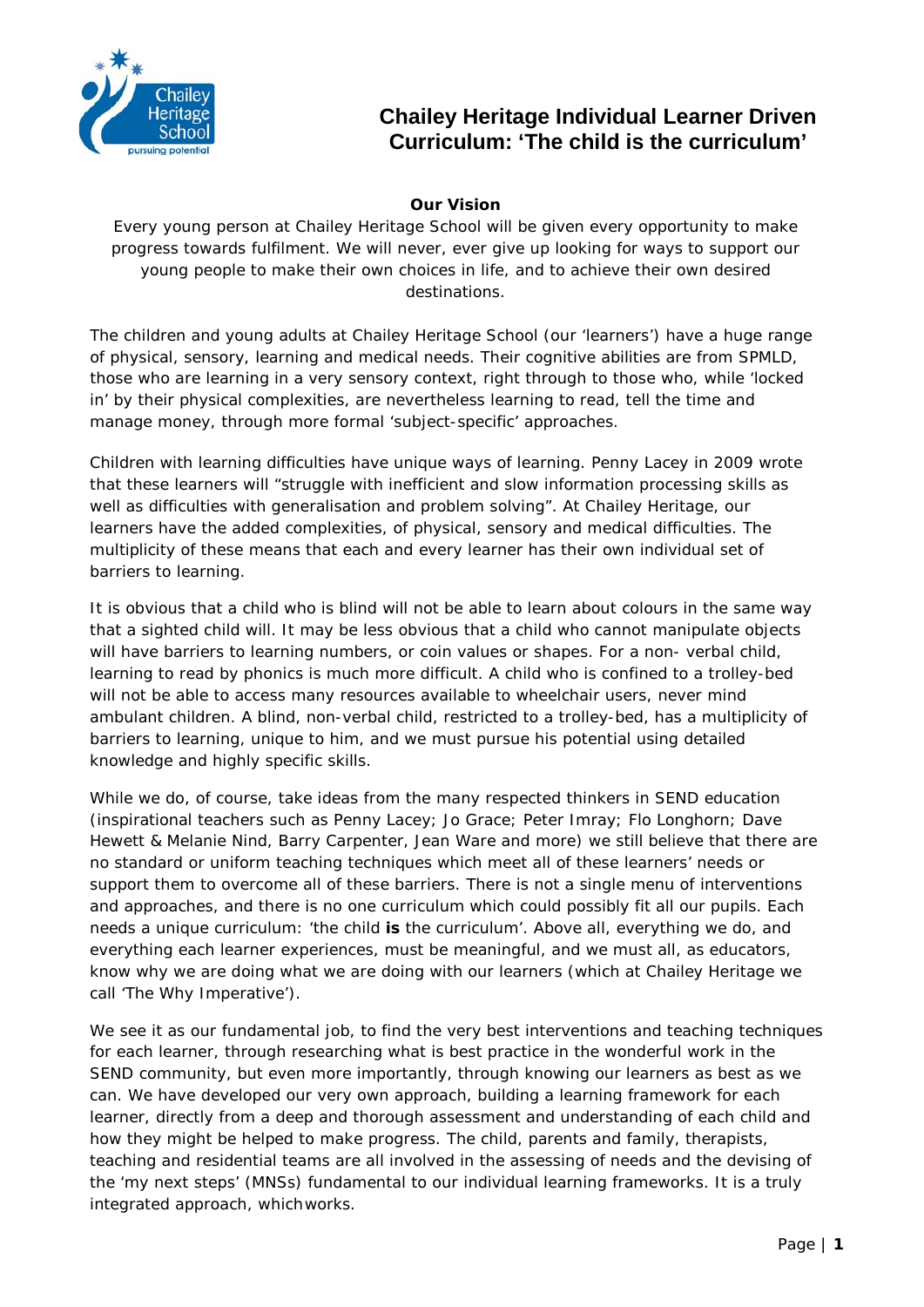# Chailey Heritage Individual Learner Driven Curriculum: 'The child is the curriculum'

**Our Vision**

Every young person at Chailey Heritage School will be given every opportunity to make progress towards fulfilment. We will never, ever give up looking for ways to support our young people to make their own choices in life, and to achieve their own desired destinations.

The children and young adults at Chailey Heritage School (our 'learners') have a huge range of physical, sensory, learning and medical needs. Their cognitive abilities are from SPMLD, those who are learning in a very sensory context, right through to those who, while 'locked in' by their physical complexities, are nevertheless learning to read, tell the time and manage money, through more formal 'subject-specific' approaches.

Children with learning difficulties have unique ways of learning. Penny Lacey in 2009 wrote that these learners will "struggle with inefficient and slow information processing skills as well as difficulties with generalisation and problem solving". At Chailey Heritage, our learners have the added complexities, of physical, sensory and medical difficulties. The multiplicity of these means that each and every learner has their own individual set of barriers to learning.

It is obvious that a child who is blind will not be able to learn about colours in the same way that a sighted child will. It may be less obvious that a child who cannot manipulate objects will have barriers to learning numbers, or coin values or shapes. For a non- verbal child, learning to read by phonics is much more difficult. A child who is confined to a trolley-bed will not be able to access many resources available to wheelchair users, never mind ambulant children. A blind, non-verbal child, restricted to a trolley-bed, has a multiplicity of barriers to learning, unique to him, and we must pursue his potential using detailed knowledge and highly specific skills.

While we do, of course, take ideas from the many respected thinkers in SEND education (inspirational teachers such as Penny Lacey; Jo Grace; Peter Imray; Flo Longhorn; Dave Hewett & Melanie Nind, Barry Carpenter, Jean Ware and more) we still believe that there are no standard or uniform teaching techniques which meet all of these learners' needs or support them to overcome all of these barriers. There is not a single menu of interventions and approaches, and there is no one curriculum which could possibly fit all our pupils. Each needs a unique curriculum: 'the child **is** the curriculum'. Above all, everything we do, and everything each learner experiences, must be meaningful, and we must all, as educators, know why we are doing what we are doing with our learners (which at Chailey Heritage we call 'The Why Imperative').

We see it as our fundamental job, to find the very best interventions and teaching techniques for each learner, through researching what is best practice in the wonderful work in the SEND community, but even more importantly, through knowing our learners as best as we can. We have developed our very own approach, building a learning framework for each learner, directly from a deep and thorough assessment and understanding of each child and how they might be helped to make progress. The child, parents and family, therapists, teaching and residential teams are all involved in the assessing of needs and the devising of the 'my next steps' (MNSs) fundamental to our individual learning frameworks. It is a truly integrated approach, which works.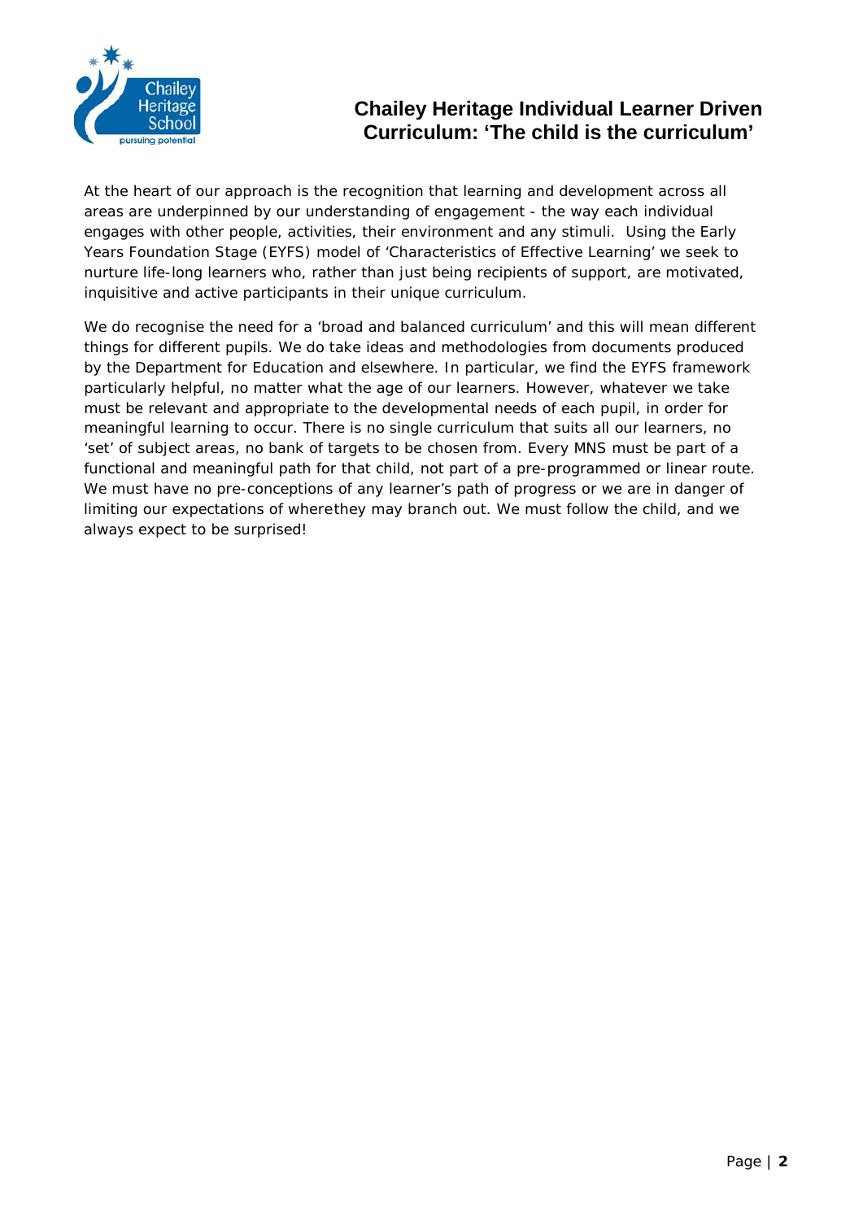# Chailey Heritage Individual Learner Driven Curriculum: 'The child is the curriculum'

At the heart of our approach is the recognition that learning and development across all areas are underpinned by our understanding of engagement - the way each individual engages with other people, activities, their environment and any stimuli. Using the Early Years Foundation Stage (EYFS) model of 'Characteristics of Effective Learning' we seek to nurture life-long learners who, rather than just being recipients of support, are motivated, inquisitive and active participants in their unique curriculum.

We do recognise the need for a 'broad and balanced curriculum' and this will mean different things for different pupils. We do take ideas and methodologies from documents produced by the Department for Education and elsewhere. In particular, we find the EYFS framework particularly helpful, no matter what the age of our learners. However, whatever we take must be relevant and appropriate to the developmental needs of each pupil, in order for meaningful learning to occur. There is no single curriculum that suits all our learners, no 'set' of subject areas, no bank of targets to be chosen from. Every MNS must be part of a functional and meaningful path for that child, not part of a pre-programmed or linear route. We must have no pre-conceptions of any learner's path of progress or we are in danger of limiting our expectations of wherethey may branch out. We must follow the child, and we always expect to be surprised!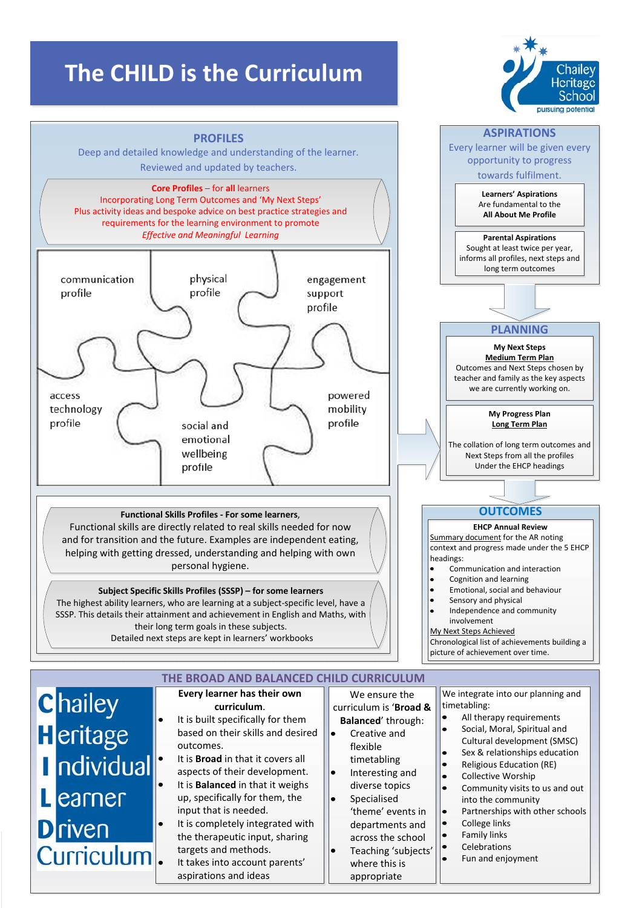# The CHILD is the Curriculum

Chailey Heritage School – pursuing potential

## PROFILES

Deep and detailed knowledge and understanding of the learner.
Reviewed and updated by teachers.

**Core Profiles** – for **all** learners
Incorporating Long Term Outcomes and 'My Next Steps'
Plus activity ideas and bespoke advice on best practice strategies and requirements for the learning environment to promote
*Effective and Meaningful Learning*

- communication profile
- physical profile
- engagement support profile
- access technology profile
- social and emotional wellbeing profile
- powered mobility profile

**Functional Skills Profiles - For some learners,**
Functional skills are directly related to real skills needed for now and for transition and the future. Examples are independent eating, helping with getting dressed, understanding and helping with own personal hygiene.

**Subject Specific Skills Profiles (SSSP) – for some learners**
The highest ability learners, who are learning at a subject-specific level, have a SSSP. This details their attainment and achievement in English and Maths, with their long term goals in these subjects.
Detailed next steps are kept in learners' workbooks

## ASPIRATIONS

Every learner will be given every opportunity to progress towards fulfilment.

**Learners' Aspirations**
Are fundamental to the
**All About Me Profile**

**Parental Aspirations**
Sought at least twice per year, informs all profiles, next steps and long term outcomes

## PLANNING

**My Next Steps**
**Medium Term Plan**
Outcomes and Next Steps chosen by teacher and family as the key aspects we are currently working on.

**My Progress Plan**
**Long Term Plan**
The collation of long term outcomes and Next Steps from all the profiles Under the EHCP headings

## OUTCOMES

**EHCP Annual Review**
Summary document for the AR noting context and progress made under the 5 EHCP headings:

- Communication and interaction
- Cognition and learning
- Emotional, social and behaviour
- Sensory and physical
- Independence and community involvement

My Next Steps Achieved
Chronological list of achievements building a picture of achievement over time.

## THE BROAD AND BALANCED CHILD CURRICULUM

**C**hailey
**H**eritage
**I**ndividual
**L**earner
**D**riven
Curriculum

**Every learner has their own curriculum.**

- It is built specifically for them based on their skills and desired outcomes.
- It is **Broad** in that it covers all aspects of their development.
- It is **Balanced** in that it weighs up, specifically for them, the input that is needed.
- It is completely integrated with the therapeutic input, sharing targets and methods.
- It takes into account parents' aspirations and ideas

We ensure the curriculum is '**Broad & Balanced**' through:

- Creative and flexible timetabling
- Interesting and diverse topics
- Specialised 'theme' events in departments and across the school
- Teaching 'subjects' where this is appropriate

We integrate into our planning and timetabling:

- All therapy requirements
- Social, Moral, Spiritual and Cultural development (SMSC)
- Sex & relationships education
- Religious Education (RE)
- Collective Worship
- Community visits to us and out into the community
- Partnerships with other schools
- College links
- Family links
- Celebrations
- Fun and enjoyment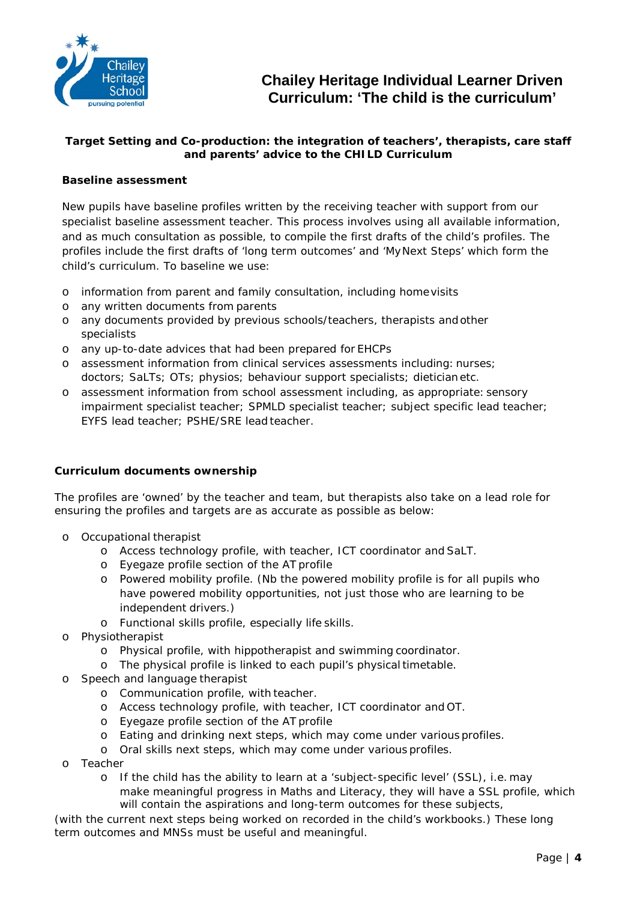# Chailey Heritage Individual Learner Driven Curriculum: 'The child is the curriculum'

**Target Setting and Co-production: the integration of teachers', therapists, care staff and parents' advice to the CHILD Curriculum**

**Baseline assessment**

New pupils have baseline profiles written by the receiving teacher with support from our specialist baseline assessment teacher. This process involves using all available information, and as much consultation as possible, to compile the first drafts of the child's profiles. The profiles include the first drafts of 'long term outcomes' and 'My Next Steps' which form the child's curriculum. To baseline we use:

- information from parent and family consultation, including home visits
- any written documents from parents
- any documents provided by previous schools/teachers, therapists and other specialists
- any up-to-date advices that had been prepared for EHCPs
- assessment information from clinical services assessments including: nurses; doctors; SaLTs; OTs; physios; behaviour support specialists; dietician etc.
- assessment information from school assessment including, as appropriate: sensory impairment specialist teacher; SPMLD specialist teacher; subject specific lead teacher; EYFS lead teacher; PSHE/SRE lead teacher.

**Curriculum documents ownership**

The profiles are 'owned' by the teacher and team, but therapists also take on a lead role for ensuring the profiles and targets are as accurate as possible as below:

- Occupational therapist
  - Access technology profile, with teacher, ICT coordinator and SaLT.
  - Eyegaze profile section of the AT profile
  - Powered mobility profile. (Nb the powered mobility profile is for all pupils who have powered mobility opportunities, not just those who are learning to be independent drivers.)
  - Functional skills profile, especially life skills.
- Physiotherapist
  - Physical profile, with hippotherapist and swimming coordinator.
  - The physical profile is linked to each pupil's physical timetable.
- Speech and language therapist
  - Communication profile, with teacher.
  - Access technology profile, with teacher, ICT coordinator and OT.
  - Eyegaze profile section of the AT profile
  - Eating and drinking next steps, which may come under various profiles.
  - Oral skills next steps, which may come under various profiles.
- Teacher
  - If the child has the ability to learn at a 'subject-specific level' (SSL), i.e. may make meaningful progress in Maths and Literacy, they will have a SSL profile, which will contain the aspirations and long-term outcomes for these subjects,

(with the current next steps being worked on recorded in the child's workbooks.) These long term outcomes and MNSs must be useful and meaningful.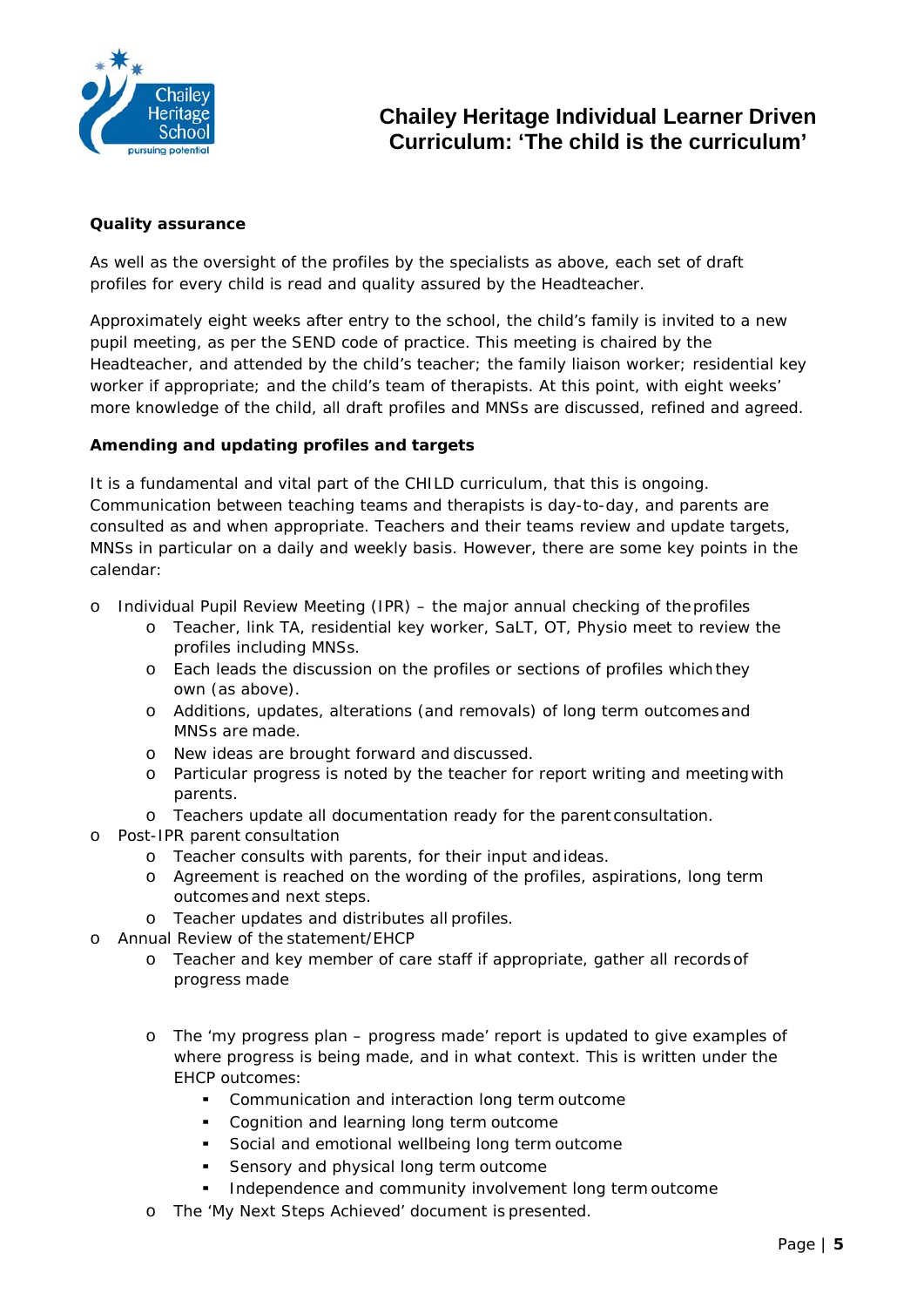**Quality assurance**

As well as the oversight of the profiles by the specialists as above, each set of draft profiles for every child is read and quality assured by the Headteacher.

Approximately eight weeks after entry to the school, the child's family is invited to a new pupil meeting, as per the SEND code of practice. This meeting is chaired by the Headteacher, and attended by the child's teacher; the family liaison worker; residential key worker if appropriate; and the child's team of therapists. At this point, with eight weeks' more knowledge of the child, all draft profiles and MNSs are discussed, refined and agreed.

**Amending and updating profiles and targets**

It is a fundamental and vital part of the CHILD curriculum, that this is ongoing. Communication between teaching teams and therapists is day-to-day, and parents are consulted as and when appropriate. Teachers and their teams review and update targets, MNSs in particular on a daily and weekly basis. However, there are some key points in the calendar:

- Individual Pupil Review Meeting (IPR) – the major annual checking of the profiles
  - Teacher, link TA, residential key worker, SaLT, OT, Physio meet to review the profiles including MNSs.
  - Each leads the discussion on the profiles or sections of profiles which they own (as above).
  - Additions, updates, alterations (and removals) of long term outcomes and MNSs are made.
  - New ideas are brought forward and discussed.
  - Particular progress is noted by the teacher for report writing and meeting with parents.
  - Teachers update all documentation ready for the parent consultation.
- Post-IPR parent consultation
  - Teacher consults with parents, for their input and ideas.
  - Agreement is reached on the wording of the profiles, aspirations, long term outcomes and next steps.
  - Teacher updates and distributes all profiles.
- Annual Review of the statement/EHCP
  - Teacher and key member of care staff if appropriate, gather all records of progress made
  - The 'my progress plan – progress made' report is updated to give examples of where progress is being made, and in what context. This is written under the EHCP outcomes:
    - Communication and interaction long term outcome
    - Cognition and learning long term outcome
    - Social and emotional wellbeing long term outcome
    - Sensory and physical long term outcome
    - Independence and community involvement long term outcome
  - The 'My Next Steps Achieved' document is presented.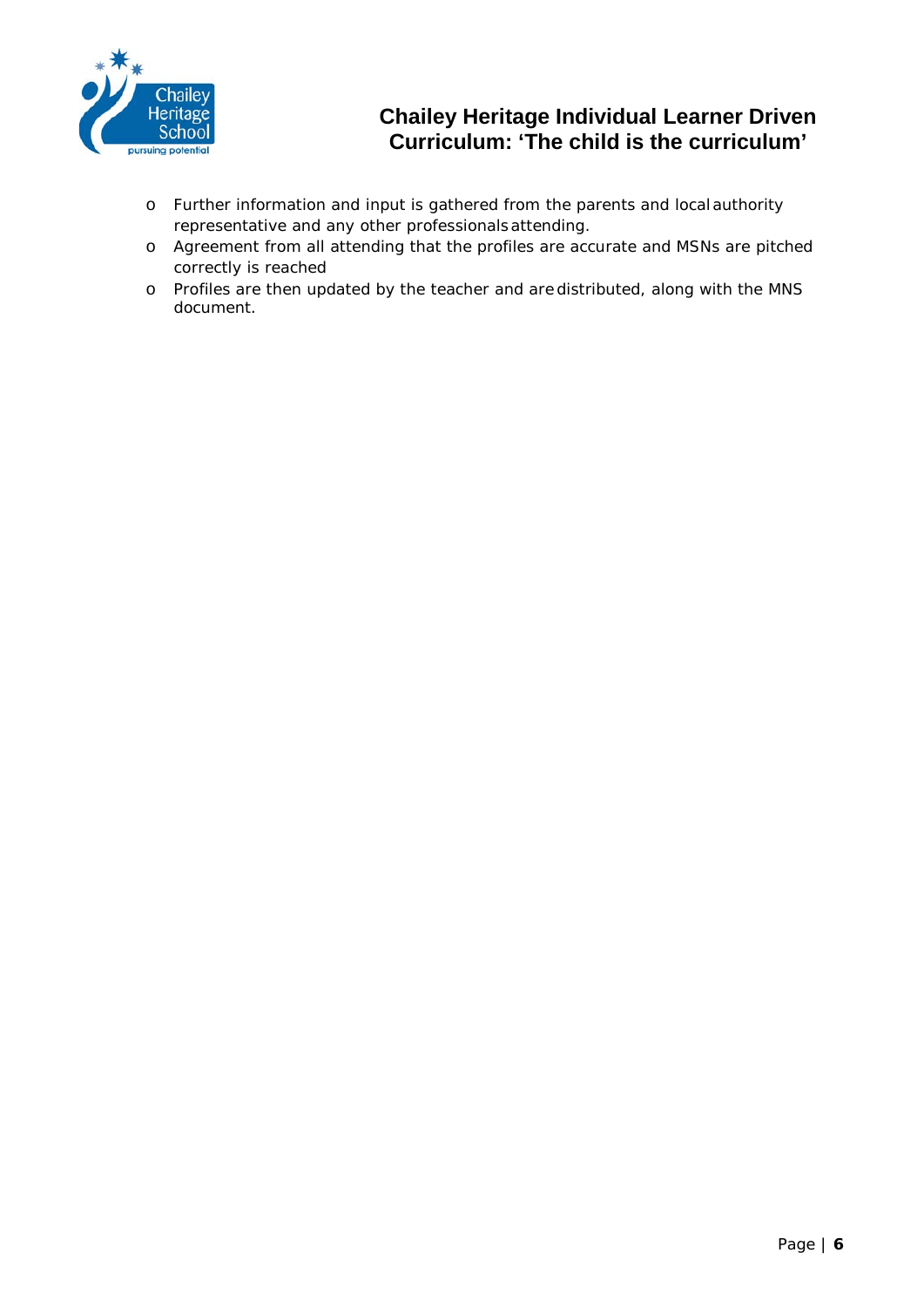- Further information and input is gathered from the parents and local authority representative and any other professionals attending.
- Agreement from all attending that the profiles are accurate and MSNs are pitched correctly is reached
- Profiles are then updated by the teacher and are distributed, along with the MNS document.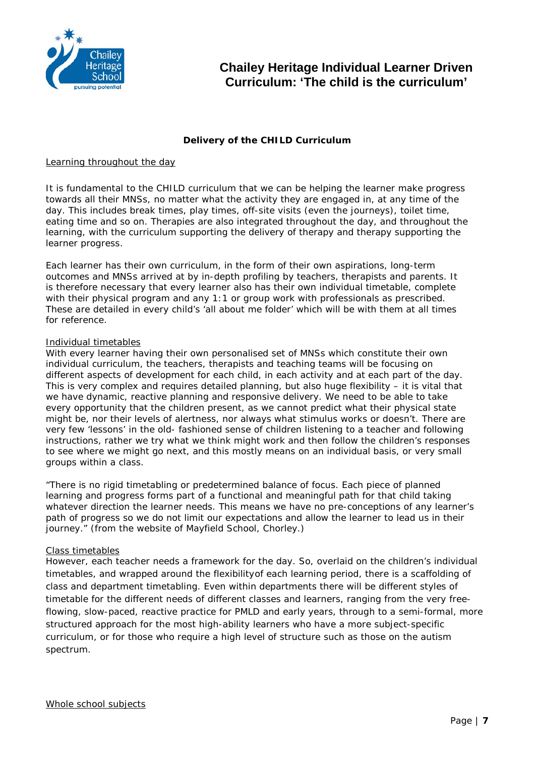## Delivery of the CHILD Curriculum

Learning throughout the day

It is fundamental to the CHILD curriculum that we can be helping the learner make progress towards all their MNSs, no matter what the activity they are engaged in, at any time of the day. This includes break times, play times, off-site visits (even the journeys), toilet time, eating time and so on. Therapies are also integrated throughout the day, and throughout the learning, with the curriculum supporting the delivery of therapy and therapy supporting the learner progress.

Each learner has their own curriculum, in the form of their own aspirations, long-term outcomes and MNSs arrived at by in-depth profiling by teachers, therapists and parents. It is therefore necessary that every learner also has their own individual timetable, complete with their physical program and any 1:1 or group work with professionals as prescribed. These are detailed in every child's 'all about me folder' which will be with them at all times for reference.

Individual timetables

With every learner having their own personalised set of MNSs which constitute their own individual curriculum, the teachers, therapists and teaching teams will be focusing on different aspects of development for each child, in each activity and at each part of the day. This is very complex and requires detailed planning, but also huge flexibility – it is vital that we have dynamic, reactive planning and responsive delivery. We need to be able to take every opportunity that the children present, as we cannot predict what their physical state might be, nor their levels of alertness, nor always what stimulus works or doesn't. There are very few 'lessons' in the old- fashioned sense of children listening to a teacher and following instructions, rather we try what we think might work and then follow the children's responses to see where we might go next, and this mostly means on an individual basis, or very small groups within a class.

"There is no rigid timetabling or predetermined balance of focus. Each piece of planned learning and progress forms part of a functional and meaningful path for that child taking whatever direction the learner needs. This means we have no pre-conceptions of any learner's path of progress so we do not limit our expectations and allow the learner to lead us in their journey." (from the website of Mayfield School, Chorley.)

Class timetables

However, each teacher needs a framework for the day. So, overlaid on the children's individual timetables, and wrapped around the flexibilityof each learning period, there is a scaffolding of class and department timetabling. Even within departments there will be different styles of timetable for the different needs of different classes and learners, ranging from the very free-flowing, slow-paced, reactive practice for PMLD and early years, through to a semi-formal, more structured approach for the most high-ability learners who have a more subject-specific curriculum, or for those who require a high level of structure such as those on the autism spectrum.

Whole school subjects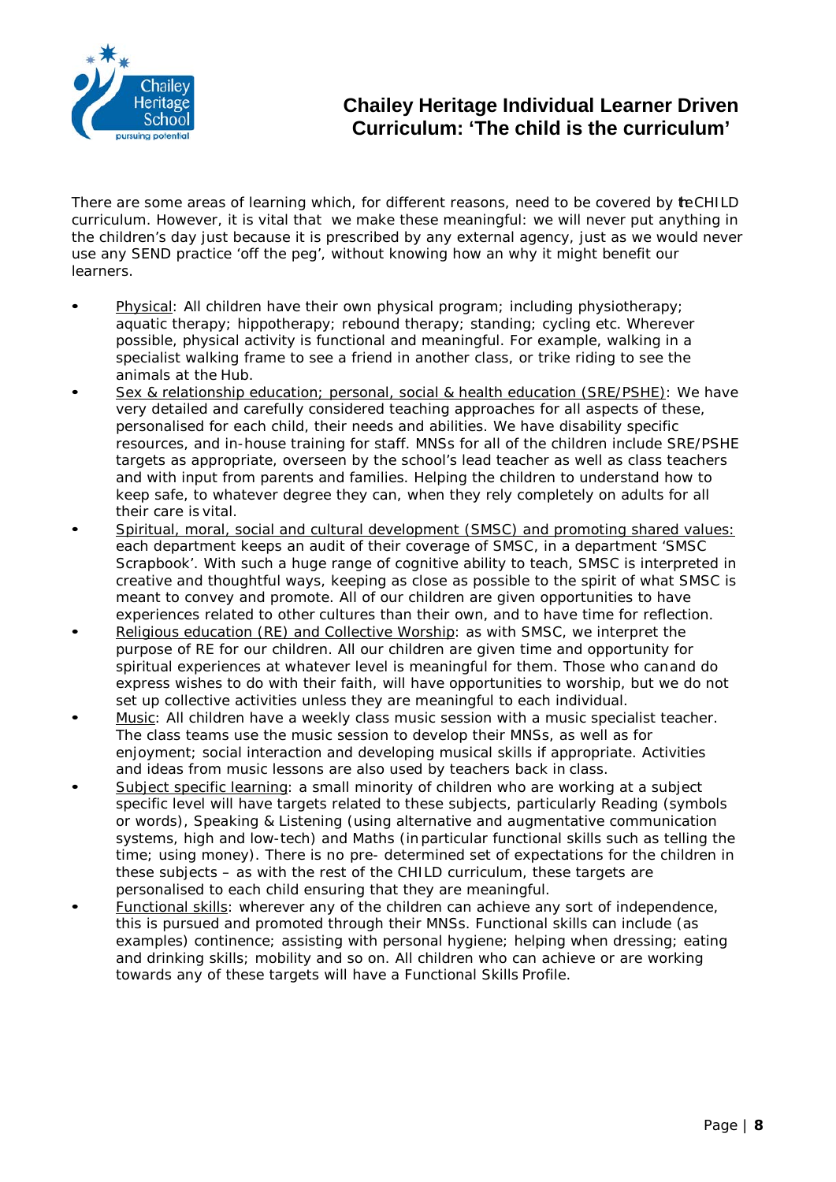# Chailey Heritage Individual Learner Driven Curriculum: 'The child is the curriculum'

There are some areas of learning which, for different reasons, need to be covered by the CHILD curriculum. However, it is vital that we make these meaningful: we will never put anything in the children's day just because it is prescribed by any external agency, just as we would never use any SEND practice 'off the peg', without knowing how an why it might benefit our learners.

- Physical: All children have their own physical program; including physiotherapy; aquatic therapy; hippotherapy; rebound therapy; standing; cycling etc. Wherever possible, physical activity is functional and meaningful. For example, walking in a specialist walking frame to see a friend in another class, or trike riding to see the animals at the Hub.
- Sex & relationship education; personal, social & health education (SRE/PSHE): We have very detailed and carefully considered teaching approaches for all aspects of these, personalised for each child, their needs and abilities. We have disability specific resources, and in-house training for staff. MNSs for all of the children include SRE/PSHE targets as appropriate, overseen by the school's lead teacher as well as class teachers and with input from parents and families. Helping the children to understand how to keep safe, to whatever degree they can, when they rely completely on adults for all their care is vital.
- Spiritual, moral, social and cultural development (SMSC) and promoting shared values: each department keeps an audit of their coverage of SMSC, in a department 'SMSC Scrapbook'. With such a huge range of cognitive ability to teach, SMSC is interpreted in creative and thoughtful ways, keeping as close as possible to the spirit of what SMSC is meant to convey and promote. All of our children are given opportunities to have experiences related to other cultures than their own, and to have time for reflection.
- Religious education (RE) and Collective Worship: as with SMSC, we interpret the purpose of RE for our children. All our children are given time and opportunity for spiritual experiences at whatever level is meaningful for them. Those who can and do express wishes to do with their faith, will have opportunities to worship, but we do not set up collective activities unless they are meaningful to each individual.
- Music: All children have a weekly class music session with a music specialist teacher. The class teams use the music session to develop their MNSs, as well as for enjoyment; social interaction and developing musical skills if appropriate. Activities and ideas from music lessons are also used by teachers back in class.
- Subject specific learning: a small minority of children who are working at a subject specific level will have targets related to these subjects, particularly Reading (symbols or words), Speaking & Listening (using alternative and augmentative communication systems, high and low-tech) and Maths (in particular functional skills such as telling the time; using money). There is no pre- determined set of expectations for the children in these subjects – as with the rest of the CHILD curriculum, these targets are personalised to each child ensuring that they are meaningful.
- Functional skills: wherever any of the children can achieve any sort of independence, this is pursued and promoted through their MNSs. Functional skills can include (as examples) continence; assisting with personal hygiene; helping when dressing; eating and drinking skills; mobility and so on. All children who can achieve or are working towards any of these targets will have a Functional Skills Profile.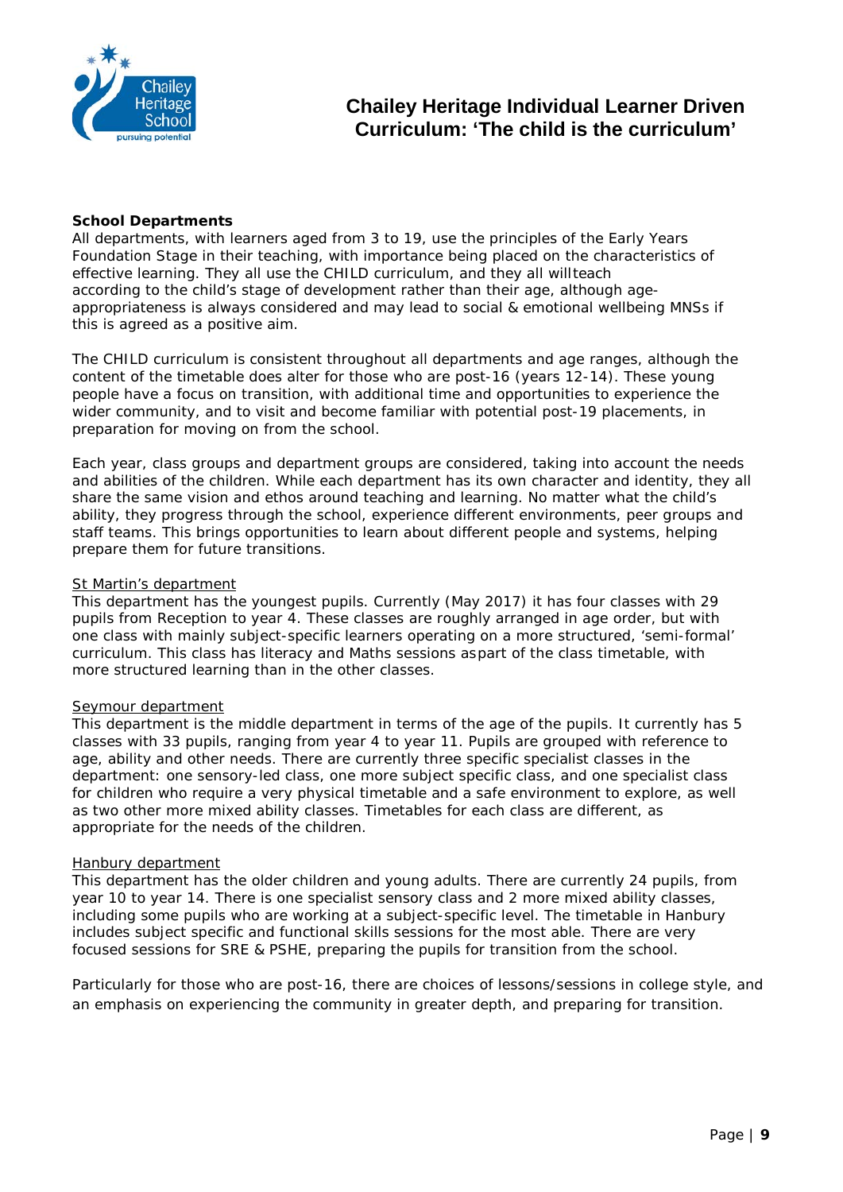**School Departments**

All departments, with learners aged from 3 to 19, use the principles of the Early Years Foundation Stage in their teaching, with importance being placed on the characteristics of effective learning. They all use the CHILD curriculum, and they all willteach according to the child's stage of development rather than their age, although age-appropriateness is always considered and may lead to social & emotional wellbeing MNSs if this is agreed as a positive aim.

The CHILD curriculum is consistent throughout all departments and age ranges, although the content of the timetable does alter for those who are post-16 (years 12-14). These young people have a focus on transition, with additional time and opportunities to experience the wider community, and to visit and become familiar with potential post-19 placements, in preparation for moving on from the school.

Each year, class groups and department groups are considered, taking into account the needs and abilities of the children. While each department has its own character and identity, they all share the same vision and ethos around teaching and learning. No matter what the child's ability, they progress through the school, experience different environments, peer groups and staff teams. This brings opportunities to learn about different people and systems, helping prepare them for future transitions.

St Martin's department

This department has the youngest pupils. Currently (May 2017) it has four classes with 29 pupils from Reception to year 4. These classes are roughly arranged in age order, but with one class with mainly subject-specific learners operating on a more structured, 'semi-formal' curriculum. This class has literacy and Maths sessions aspart of the class timetable, with more structured learning than in the other classes.

Seymour department

This department is the middle department in terms of the age of the pupils. It currently has 5 classes with 33 pupils, ranging from year 4 to year 11. Pupils are grouped with reference to age, ability and other needs. There are currently three specific specialist classes in the department: one sensory-led class, one more subject specific class, and one specialist class for children who require a very physical timetable and a safe environment to explore, as well as two other more mixed ability classes. Timetables for each class are different, as appropriate for the needs of the children.

Hanbury department

This department has the older children and young adults. There are currently 24 pupils, from year 10 to year 14. There is one specialist sensory class and 2 more mixed ability classes, including some pupils who are working at a subject-specific level. The timetable in Hanbury includes subject specific and functional skills sessions for the most able. There are very focused sessions for SRE & PSHE, preparing the pupils for transition from the school.

Particularly for those who are post-16, there are choices of lessons/sessions in college style, and an emphasis on experiencing the community in greater depth, and preparing for transition.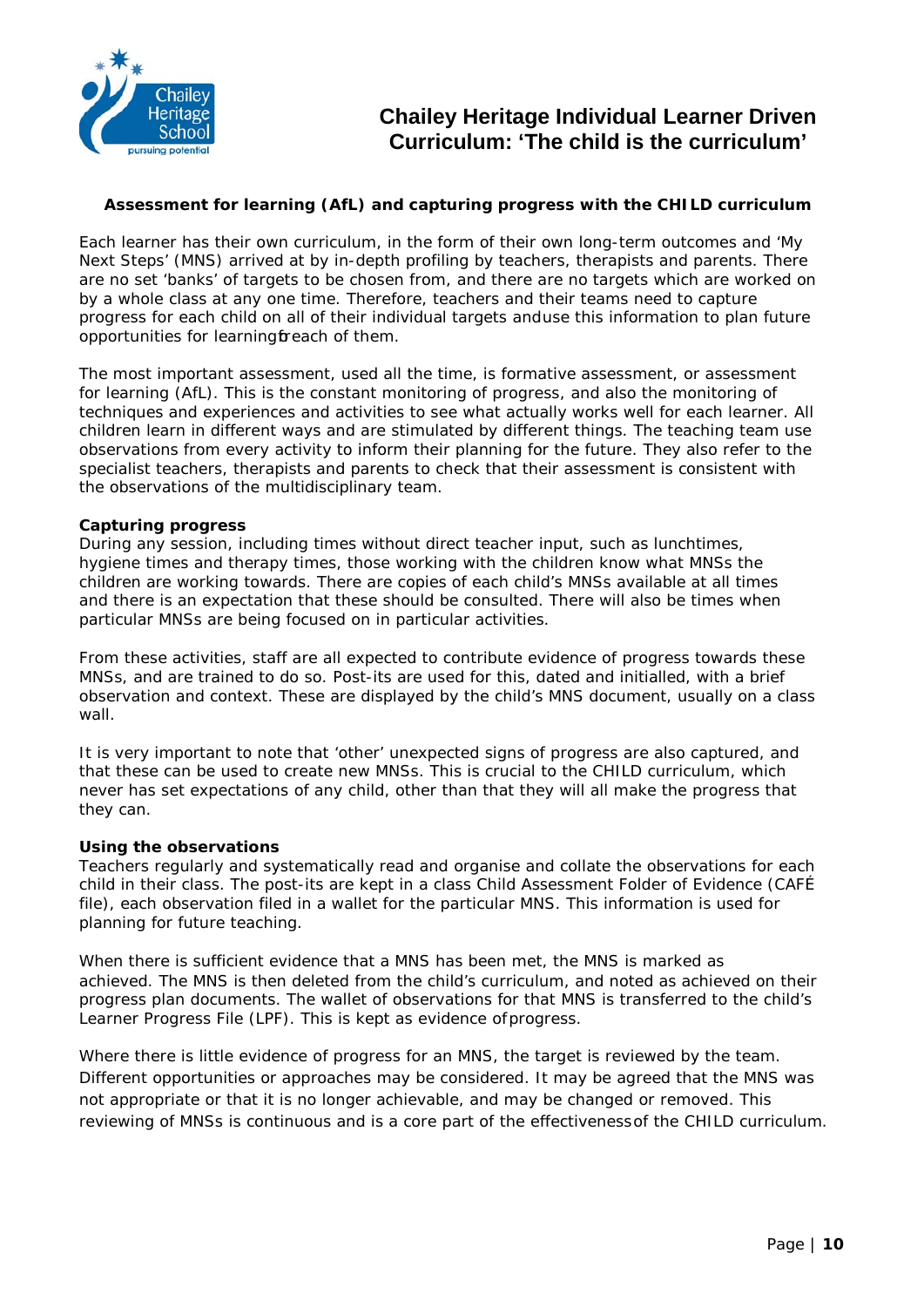# Chailey Heritage Individual Learner Driven Curriculum: 'The child is the curriculum'

**Assessment for learning (AfL) and capturing progress with the CHILD curriculum**

Each learner has their own curriculum, in the form of their own long-term outcomes and 'My Next Steps' (MNS) arrived at by in-depth profiling by teachers, therapists and parents. There are no set 'banks' of targets to be chosen from, and there are no targets which are worked on by a whole class at any one time. Therefore, teachers and their teams need to capture progress for each child on all of their individual targets and use this information to plan future opportunities for learning for each of them.

The most important assessment, used all the time, is formative assessment, or assessment for learning (AfL). This is the constant monitoring of progress, and also the monitoring of techniques and experiences and activities to see what actually works well for each learner. All children learn in different ways and are stimulated by different things. The teaching team use observations from every activity to inform their planning for the future. They also refer to the specialist teachers, therapists and parents to check that their assessment is consistent with the observations of the multidisciplinary team.

**Capturing progress**

During any session, including times without direct teacher input, such as lunchtimes, hygiene times and therapy times, those working with the children know what MNSs the children are working towards. There are copies of each child's MNSs available at all times and there is an expectation that these should be consulted. There will also be times when particular MNSs are being focused on in particular activities.

From these activities, staff are all expected to contribute evidence of progress towards these MNSs, and are trained to do so. Post-its are used for this, dated and initialled, with a brief observation and context. These are displayed by the child's MNS document, usually on a class wall.

It is very important to note that 'other' unexpected signs of progress are also captured, and that these can be used to create new MNSs. This is crucial to the CHILD curriculum, which never has set expectations of any child, other than that they will all make the progress that they can.

**Using the observations**

Teachers regularly and systematically read and organise and collate the observations for each child in their class. The post-its are kept in a class Child Assessment Folder of Evidence (CAFÉ file), each observation filed in a wallet for the particular MNS. This information is used for planning for future teaching.

When there is sufficient evidence that a MNS has been met, the MNS is marked as achieved. The MNS is then deleted from the child's curriculum, and noted as achieved on their progress plan documents. The wallet of observations for that MNS is transferred to the child's Learner Progress File (LPF). This is kept as evidence of progress.

Where there is little evidence of progress for an MNS, the target is reviewed by the team. Different opportunities or approaches may be considered. It may be agreed that the MNS was not appropriate or that it is no longer achievable, and may be changed or removed. This reviewing of MNSs is continuous and is a core part of the effectiveness of the CHILD curriculum.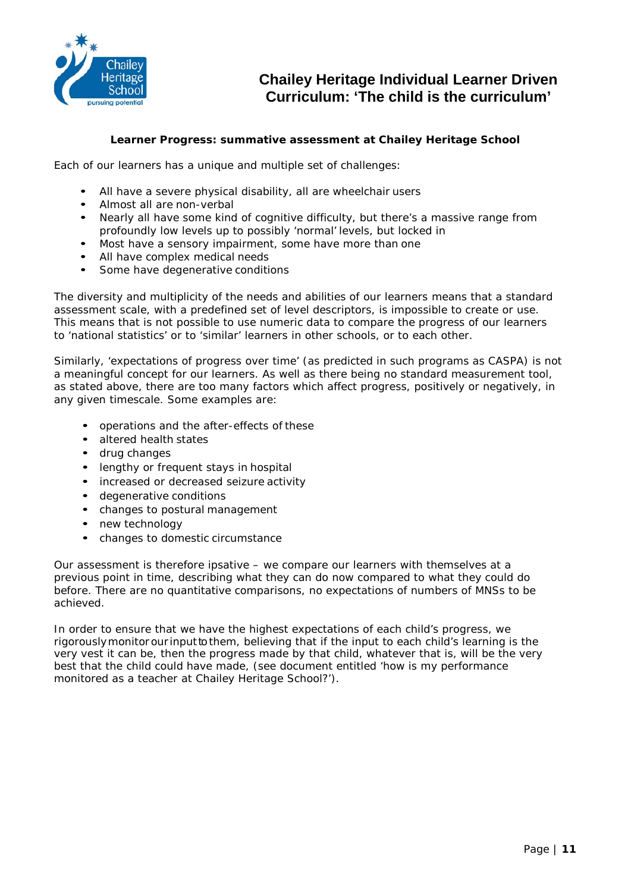# Chailey Heritage Individual Learner Driven Curriculum: 'The child is the curriculum'

**Learner Progress: summative assessment at Chailey Heritage School**

Each of our learners has a unique and multiple set of challenges:

- All have a severe physical disability, all are wheelchair users
- Almost all are non-verbal
- Nearly all have some kind of cognitive difficulty, but there's a massive range from profoundly low levels up to possibly 'normal' levels, but locked in
- Most have a sensory impairment, some have more than one
- All have complex medical needs
- Some have degenerative conditions

The diversity and multiplicity of the needs and abilities of our learners means that a standard assessment scale, with a predefined set of level descriptors, is impossible to create or use. This means that is not possible to use numeric data to compare the progress of our learners to 'national statistics' or to 'similar' learners in other schools, or to each other.

Similarly, 'expectations of progress over time' (as predicted in such programs as CASPA) is not a meaningful concept for our learners. As well as there being no standard measurement tool, as stated above, there are too many factors which affect progress, positively or negatively, in any given timescale. Some examples are:

- operations and the after-effects of these
- altered health states
- drug changes
- lengthy or frequent stays in hospital
- increased or decreased seizure activity
- degenerative conditions
- changes to postural management
- new technology
- changes to domestic circumstance

Our assessment is therefore ipsative – we compare our learners with themselves at a previous point in time, describing what they can do now compared to what they could do before. There are no quantitative comparisons, no expectations of numbers of MNSs to be achieved.

In order to ensure that we have the highest expectations of each child's progress, we rigorously monitor our input to them, believing that if the input to each child's learning is the very vest it can be, then the progress made by that child, whatever that is, will be the very best that the child could have made, (see document entitled 'how is my performance monitored as a teacher at Chailey Heritage School?').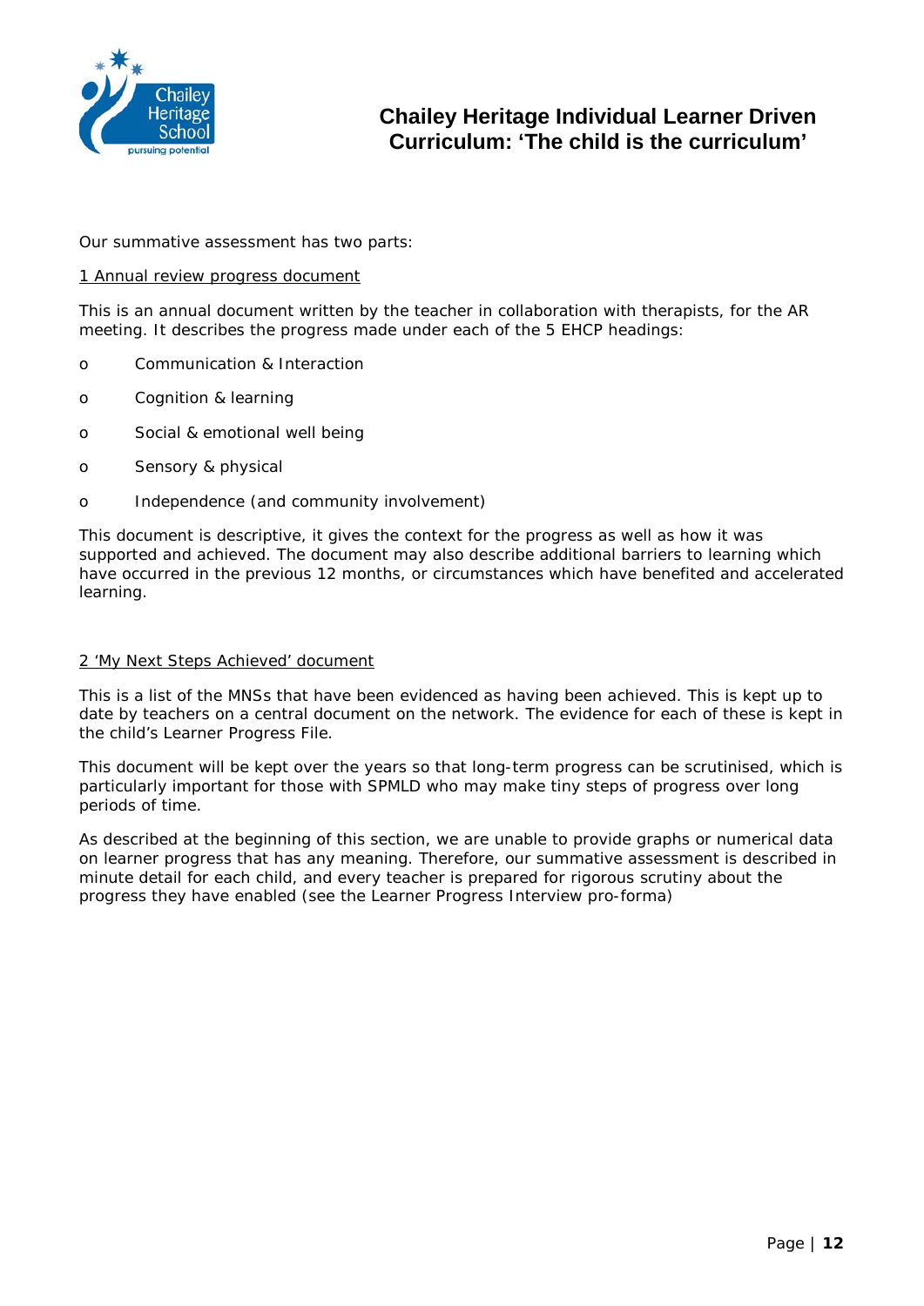Our summative assessment has two parts:

1 Annual review progress document

This is an annual document written by the teacher in collaboration with therapists, for the AR meeting. It describes the progress made under each of the 5 EHCP headings:

- Communication & Interaction
- Cognition & learning
- Social & emotional well being
- Sensory & physical
- Independence (and community involvement)

This document is descriptive, it gives the context for the progress as well as how it was supported and achieved. The document may also describe additional barriers to learning which have occurred in the previous 12 months, or circumstances which have benefited and accelerated learning.

2 'My Next Steps Achieved' document

This is a list of the MNSs that have been evidenced as having been achieved. This is kept up to date by teachers on a central document on the network. The evidence for each of these is kept in the child's Learner Progress File.

This document will be kept over the years so that long-term progress can be scrutinised, which is particularly important for those with SPMLD who may make tiny steps of progress over long periods of time.

As described at the beginning of this section, we are unable to provide graphs or numerical data on learner progress that has any meaning. Therefore, our summative assessment is described in minute detail for each child, and every teacher is prepared for rigorous scrutiny about the progress they have enabled (see the Learner Progress Interview pro-forma)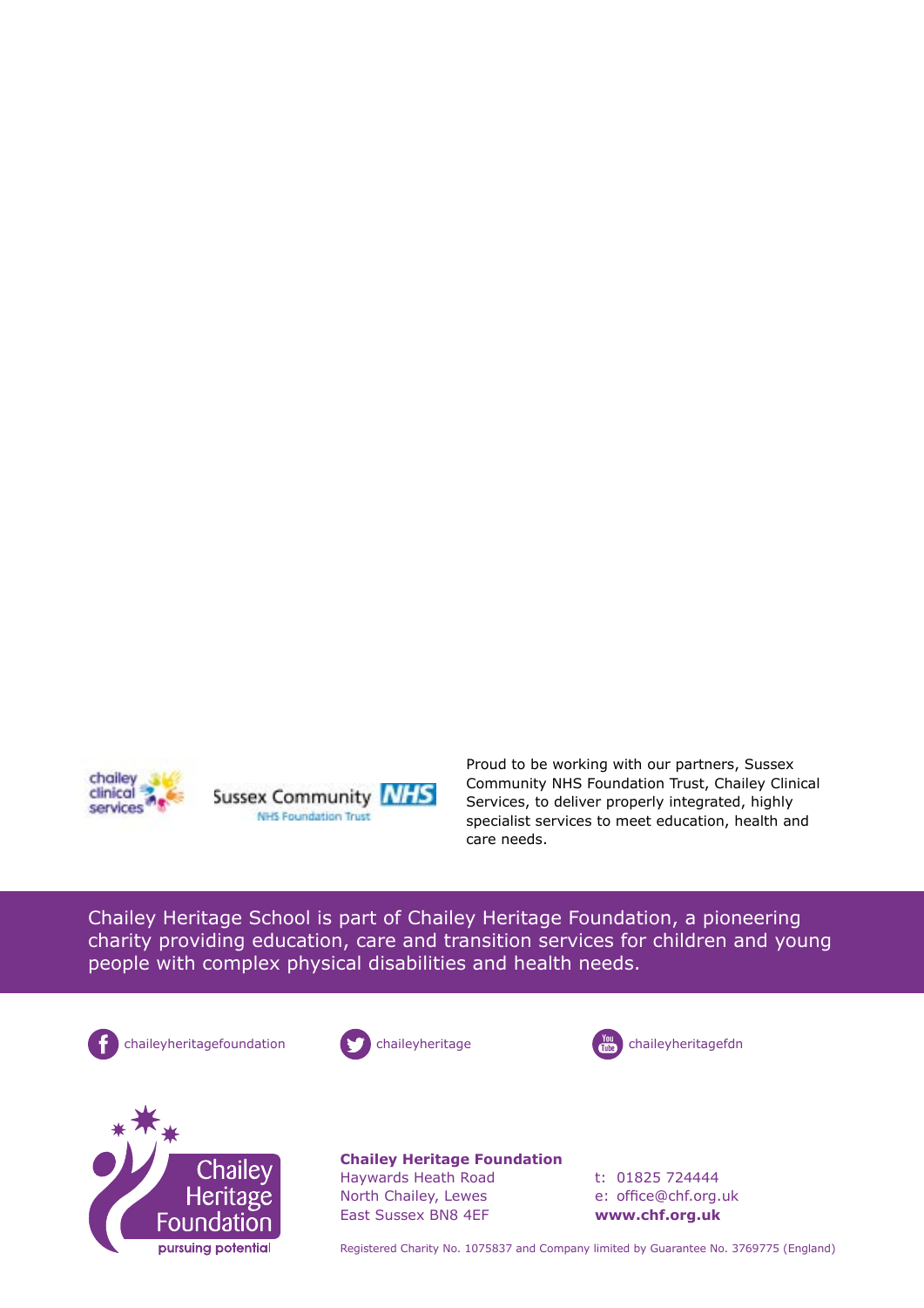Proud to be working with our partners, Sussex Community NHS Foundation Trust, Chailey Clinical Services, to deliver properly integrated, highly specialist services to meet education, health and care needs.

Chailey Heritage School is part of Chailey Heritage Foundation, a pioneering charity providing education, care and transition services for children and young people with complex physical disabilities and health needs.

chaileyheritagefoundation

chaileyheritage

chaileyheritagefdn

**Chailey Heritage Foundation**
Haywards Heath Road
North Chailey, Lewes
East Sussex BN8 4EF

t: 01825 724444
e: office@chf.org.uk
**www.chf.org.uk**

Registered Charity No. 1075837 and Company limited by Guarantee No. 3769775 (England)